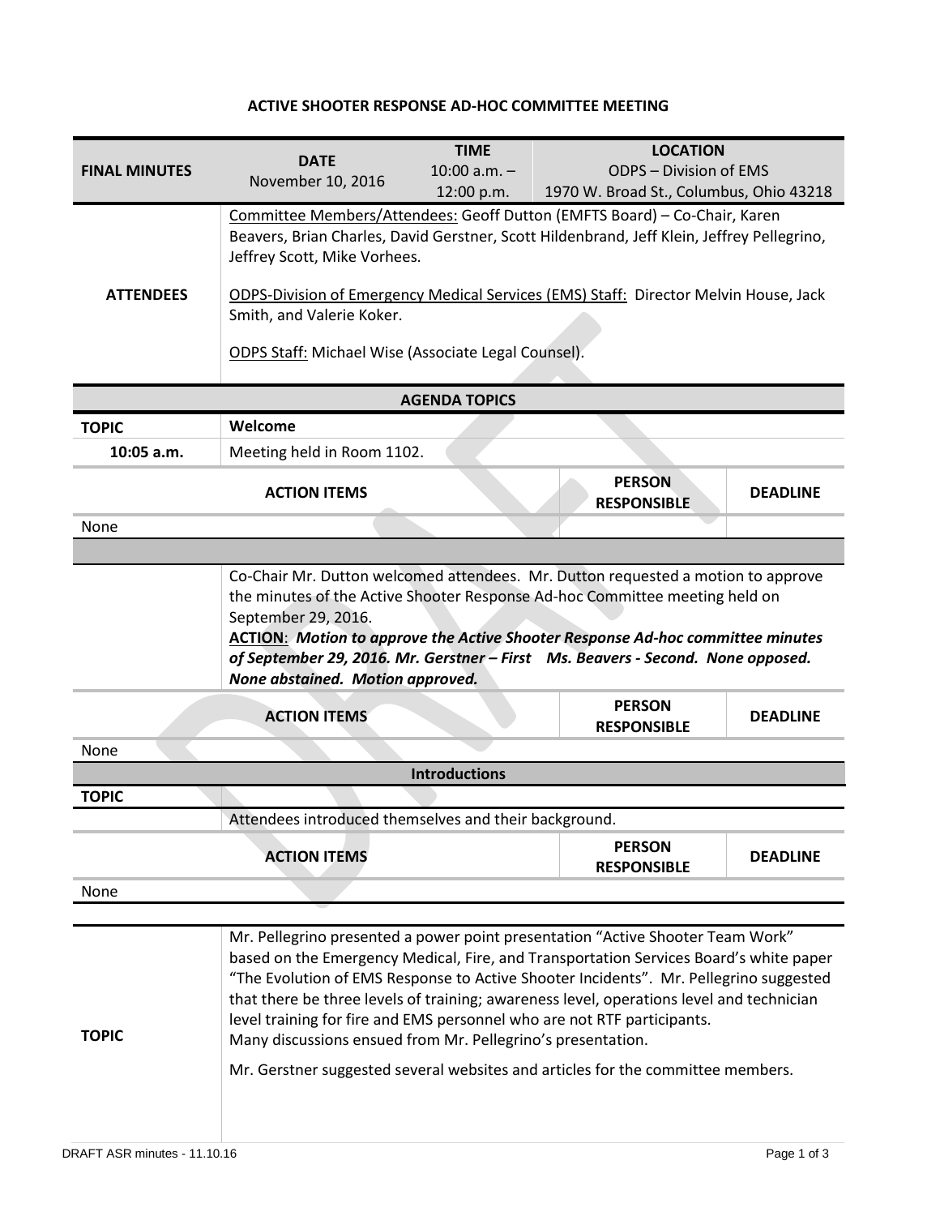# ACTIVE SHOOTER RESPONSE AD-HOC COMMITTEE MEETING

| FINAL MINUTES | DATE<br>November 10, 2016 | TIME<br>10:00 a.m. – 12:00 p.m. | LOCATION<br>ODPS – Division of EMS<br>1970 W. Broad St., Columbus, Ohio 43218 |
|---|---|---|---|

**ATTENDEES**

Committee Members/Attendees: Geoff Dutton (EMFTS Board) – Co-Chair, Karen Beavers, Brian Charles, David Gerstner, Scott Hildenbrand, Jeff Klein, Jeffrey Pellegrino, Jeffrey Scott, Mike Vorhees.

ODPS-Division of Emergency Medical Services (EMS) Staff: Director Melvin House, Jack Smith, and Valerie Koker.

ODPS Staff: Michael Wise (Associate Legal Counsel).

## AGENDA TOPICS

| TOPIC | Welcome |
|---|---|
| 10:05 a.m. | Meeting held in Room 1102. |

| ACTION ITEMS | PERSON RESPONSIBLE | DEADLINE |
|---|---|---|
| None | | |

Co-Chair Mr. Dutton welcomed attendees. Mr. Dutton requested a motion to approve the minutes of the Active Shooter Response Ad-hoc Committee meeting held on September 29, 2016.

**ACTION**: ***Motion to approve the Active Shooter Response Ad-hoc committee minutes of September 29, 2016. Mr. Gerstner – First Ms. Beavers - Second. None opposed. None abstained. Motion approved.***

| ACTION ITEMS | PERSON RESPONSIBLE | DEADLINE |
|---|---|---|
| None | | |

**Introductions**

**TOPIC**

Attendees introduced themselves and their background.

| ACTION ITEMS | PERSON RESPONSIBLE | DEADLINE |
|---|---|---|
| None | | |

**TOPIC**

Mr. Pellegrino presented a power point presentation "Active Shooter Team Work" based on the Emergency Medical, Fire, and Transportation Services Board's white paper "The Evolution of EMS Response to Active Shooter Incidents". Mr. Pellegrino suggested that there be three levels of training; awareness level, operations level and technician level training for fire and EMS personnel who are not RTF participants.
Many discussions ensued from Mr. Pellegrino's presentation.

Mr. Gerstner suggested several websites and articles for the committee members.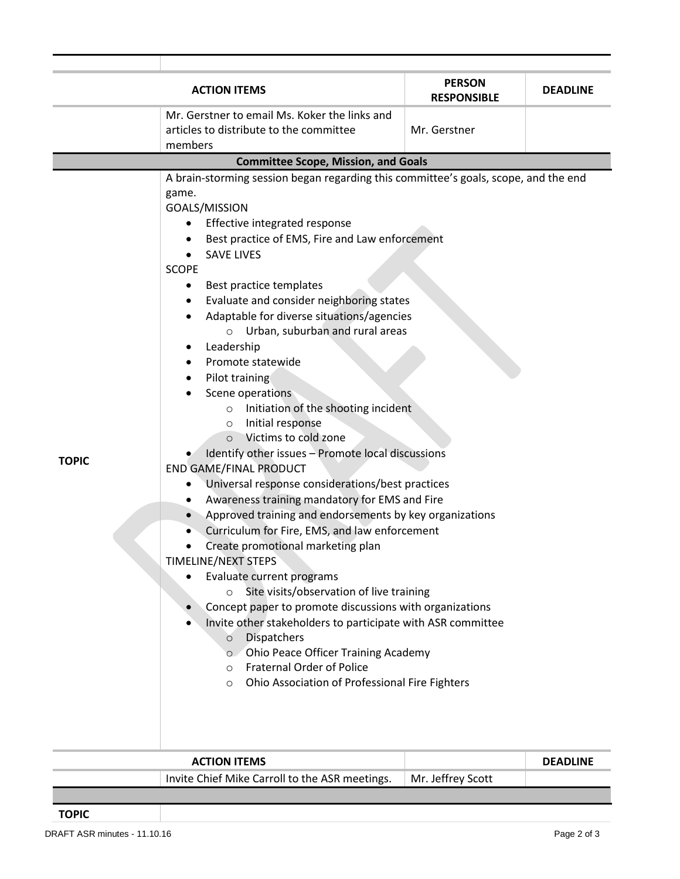| ACTION ITEMS | | PERSON RESPONSIBLE | DEADLINE |
|---|---|---|---|
| | Mr. Gerstner to email Ms. Koker the links and articles to distribute to the committee members | Mr. Gerstner | |

## Committee Scope, Mission, and Goals

**TOPIC**

A brain-storming session began regarding this committee's goals, scope, and the end game.

GOALS/MISSION

- Effective integrated response
- Best practice of EMS, Fire and Law enforcement
- SAVE LIVES

SCOPE

- Best practice templates
- Evaluate and consider neighboring states
- Adaptable for diverse situations/agencies
  - Urban, suburban and rural areas
- Leadership
- Promote statewide
- Pilot training
- Scene operations
  - Initiation of the shooting incident
  - Initial response
  - Victims to cold zone
- Identify other issues – Promote local discussions

END GAME/FINAL PRODUCT

- Universal response considerations/best practices
- Awareness training mandatory for EMS and Fire
- Approved training and endorsements by key organizations
- Curriculum for Fire, EMS, and law enforcement
- Create promotional marketing plan

TIMELINE/NEXT STEPS

- Evaluate current programs
  - Site visits/observation of live training
- Concept paper to promote discussions with organizations
- Invite other stakeholders to participate with ASR committee
  - Dispatchers
  - Ohio Peace Officer Training Academy
  - Fraternal Order of Police
  - Ohio Association of Professional Fire Fighters

| ACTION ITEMS | | | DEADLINE |
|---|---|---|---|
| | Invite Chief Mike Carroll to the ASR meetings. | Mr. Jeffrey Scott | |

**TOPIC**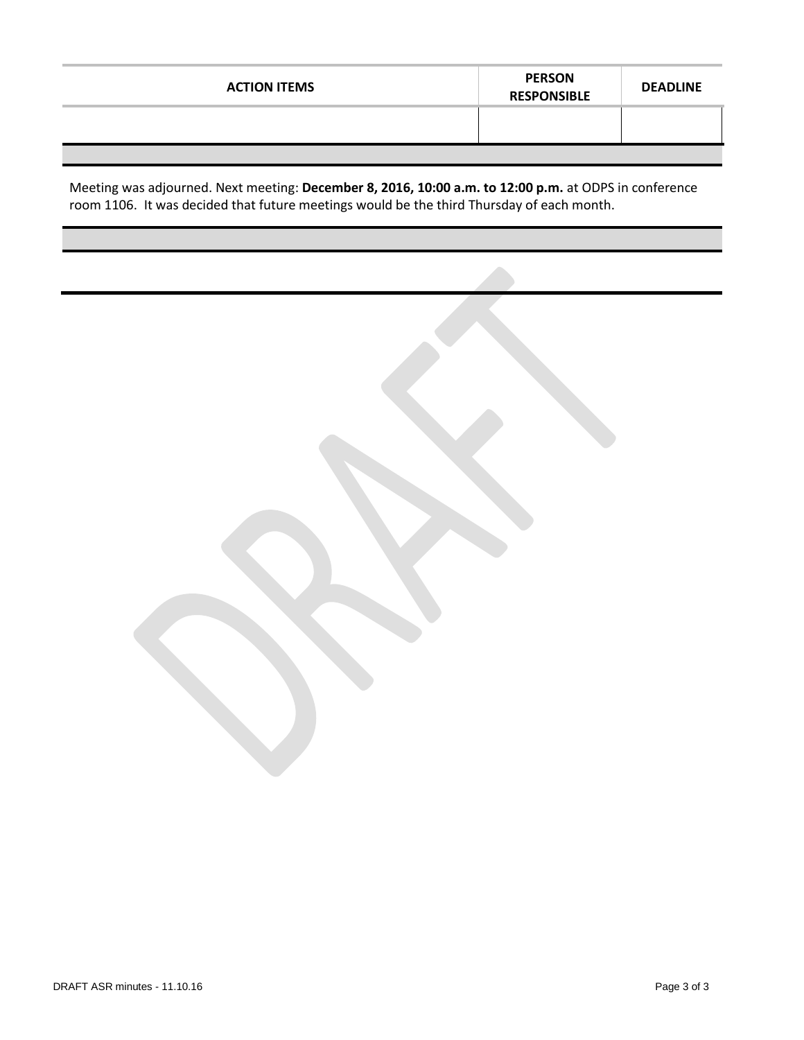| ACTION ITEMS | PERSON RESPONSIBLE | DEADLINE |
|---|---|---|
| | | |

Meeting was adjourned. Next meeting: **December 8, 2016, 10:00 a.m. to 12:00 p.m.** at ODPS in conference room 1106. It was decided that future meetings would be the third Thursday of each month.